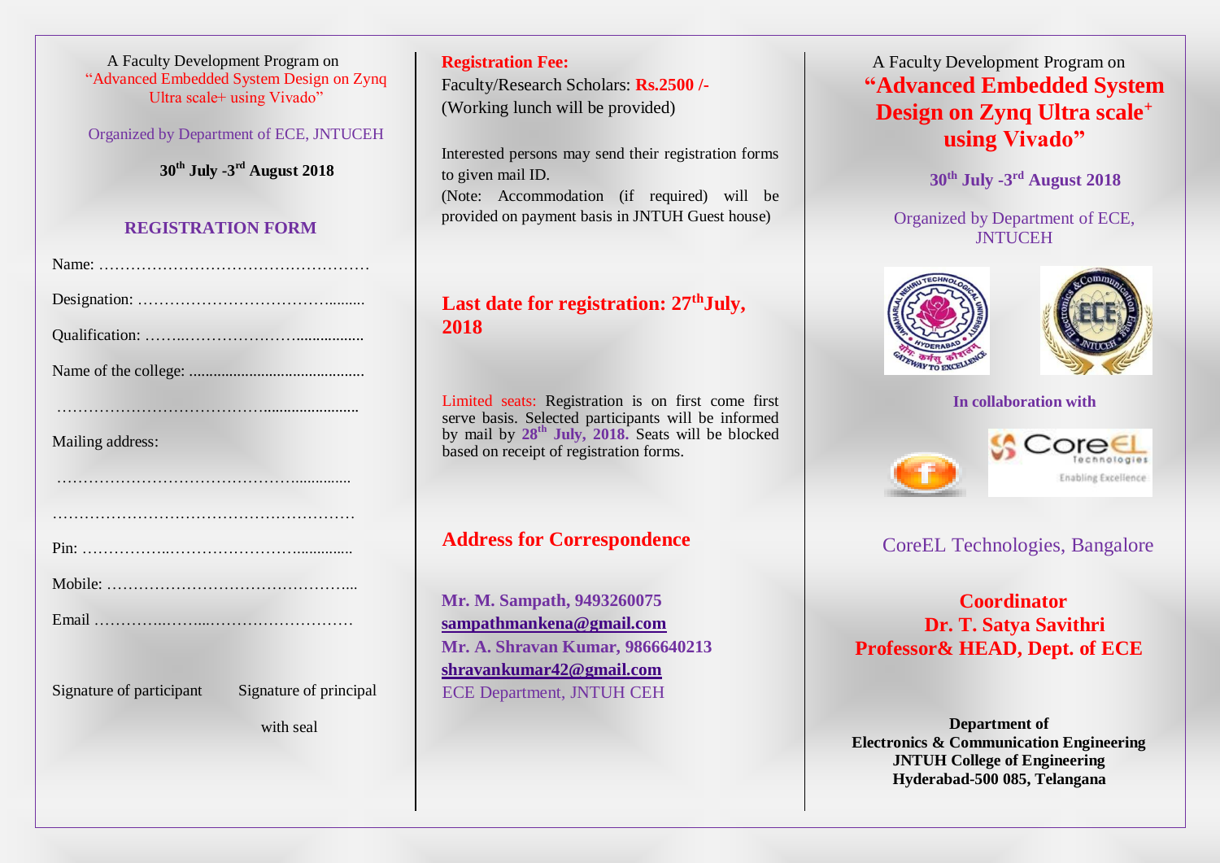A Faculty Development Program on
"Advanced Embedded System Design on Zynq Ultra scale+ using Vivado"

Organized by Department of ECE, JNTUCEH

**30th July -3rd August 2018**

## REGISTRATION FORM

Name: ……………………………………………

Designation: …………………………………..........

Qualification: ……..………………….................

Name of the college: ..........................................

…………………………………........................

Mailing address:

……………………………………….............

…………………………………………………

Pin: ……………..……………………..............

Mobile: ………………………………………...

Email …………..……...………………………

Signature of participant          Signature of principal with seal

**Registration Fee:**

Faculty/Research Scholars: **Rs.2500 /-**
(Working lunch will be provided)

Interested persons may send their registration forms to given mail ID.
(Note: Accommodation (if required) will be provided on payment basis in JNTUH Guest house)

## Last date for registration: 27th July, 2018

Limited seats: Registration is on first come first serve basis. Selected participants will be informed by mail by **28th July, 2018.** Seats will be blocked based on receipt of registration forms.

## Address for Correspondence

**Mr. M. Sampath, 9493260075**
**sampathmankena@gmail.com**
**Mr. A. Shravan Kumar, 9866640213**
**shravankumar42@gmail.com**
ECE Department, JNTUH CEH

A Faculty Development Program on

# "Advanced Embedded System Design on Zynq Ultra scale+ using Vivado"

**30th July -3rd August 2018**

Organized by Department of ECE, JNTUCEH

**In collaboration with**

CoreEL Technologies, Bangalore

**Coordinator**
**Dr. T. Satya Savithri**
**Professor& HEAD, Dept. of ECE**

**Department of**
**Electronics & Communication Engineering**
**JNTUH College of Engineering**
**Hyderabad-500 085, Telangana**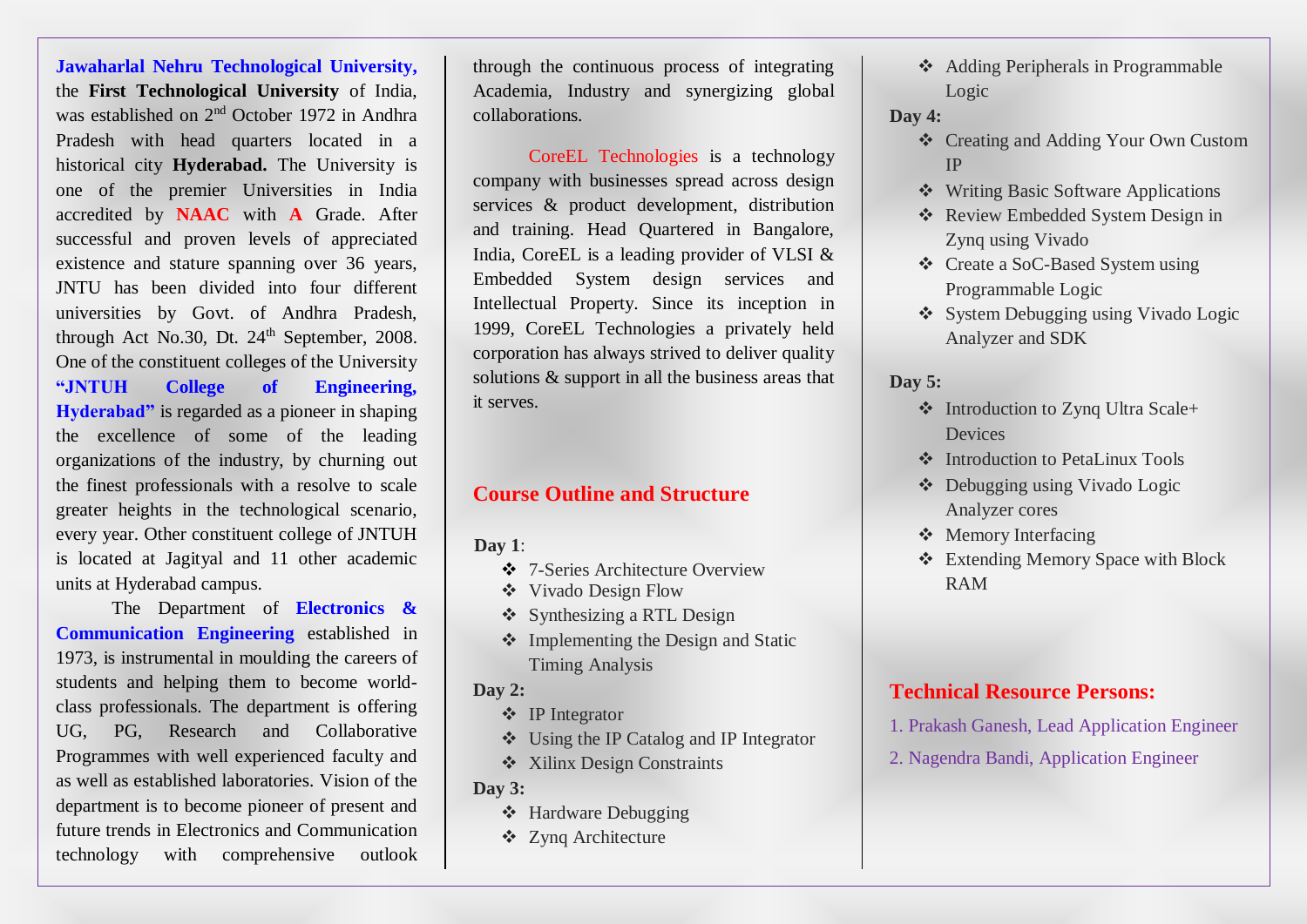**Jawaharlal Nehru Technological University,** the **First Technological University** of India, was established on 2nd October 1972 in Andhra Pradesh with head quarters located in a historical city **Hyderabad.** The University is one of the premier Universities in India accredited by **NAAC** with **A** Grade. After successful and proven levels of appreciated existence and stature spanning over 36 years, JNTU has been divided into four different universities by Govt. of Andhra Pradesh, through Act No.30, Dt. 24th September, 2008. One of the constituent colleges of the University **"JNTUH College of Engineering, Hyderabad"** is regarded as a pioneer in shaping the excellence of some of the leading organizations of the industry, by churning out the finest professionals with a resolve to scale greater heights in the technological scenario, every year. Other constituent college of JNTUH is located at Jagityal and 11 other academic units at Hyderabad campus.

The Department of **Electronics & Communication Engineering** established in 1973, is instrumental in moulding the careers of students and helping them to become world-class professionals. The department is offering UG, PG, Research and Collaborative Programmes with well experienced faculty and as well as established laboratories. Vision of the department is to become pioneer of present and future trends in Electronics and Communication technology with comprehensive outlook through the continuous process of integrating Academia, Industry and synergizing global collaborations.

CoreEL Technologies is a technology company with businesses spread across design services & product development, distribution and training. Head Quartered in Bangalore, India, CoreEL is a leading provider of VLSI & Embedded System design services and Intellectual Property. Since its inception in 1999, CoreEL Technologies a privately held corporation has always strived to deliver quality solutions & support in all the business areas that it serves.

## Course Outline and Structure

**Day 1**:

- 7-Series Architecture Overview
- Vivado Design Flow
- Synthesizing a RTL Design
- Implementing the Design and Static Timing Analysis

**Day 2:**

- IP Integrator
- Using the IP Catalog and IP Integrator
- Xilinx Design Constraints

**Day 3:**

- Hardware Debugging
- Zynq Architecture
- Adding Peripherals in Programmable Logic

**Day 4:**

- Creating and Adding Your Own Custom IP
- Writing Basic Software Applications
- Review Embedded System Design in Zynq using Vivado
- Create a SoC-Based System using Programmable Logic
- System Debugging using Vivado Logic Analyzer and SDK

**Day 5:**

- Introduction to Zynq Ultra Scale+ Devices
- Introduction to PetaLinux Tools
- Debugging using Vivado Logic Analyzer cores
- Memory Interfacing
- Extending Memory Space with Block RAM

## Technical Resource Persons:

1. Prakash Ganesh, Lead Application Engineer
2. Nagendra Bandi, Application Engineer